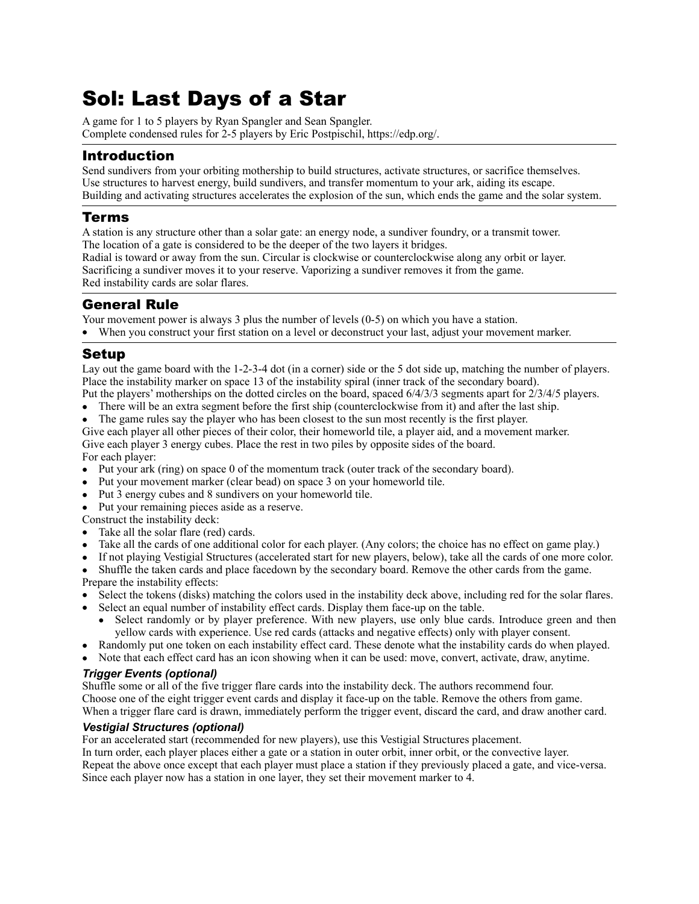# Sol: Last Days of a Star

A game for 1 to 5 players by Ryan Spangler and Sean Spangler.
Complete condensed rules for 2-5 players by Eric Postpischil, https://edp.org/.

## Introduction

Send sundivers from your orbiting mothership to build structures, activate structures, or sacrifice themselves.
Use structures to harvest energy, build sundivers, and transfer momentum to your ark, aiding its escape.
Building and activating structures accelerates the explosion of the sun, which ends the game and the solar system.

## Terms

A station is any structure other than a solar gate: an energy node, a sundiver foundry, or a transmit tower.
The location of a gate is considered to be the deeper of the two layers it bridges.
Radial is toward or away from the sun. Circular is clockwise or counterclockwise along any orbit or layer.
Sacrificing a sundiver moves it to your reserve. Vaporizing a sundiver removes it from the game.
Red instability cards are solar flares.

## General Rule

Your movement power is always 3 plus the number of levels (0-5) on which you have a station.

- When you construct your first station on a level or deconstruct your last, adjust your movement marker.

## Setup

Lay out the game board with the 1-2-3-4 dot (in a corner) side or the 5 dot side up, matching the number of players.
Place the instability marker on space 13 of the instability spiral (inner track of the secondary board).
Put the players' motherships on the dotted circles on the board, spaced 6/4/3/3 segments apart for 2/3/4/5 players.

- There will be an extra segment before the first ship (counterclockwise from it) and after the last ship.
- The game rules say the player who has been closest to the sun most recently is the first player.

Give each player all other pieces of their color, their homeworld tile, a player aid, and a movement marker.
Give each player 3 energy cubes. Place the rest in two piles by opposite sides of the board.
For each player:

- Put your ark (ring) on space 0 of the momentum track (outer track of the secondary board).
- Put your movement marker (clear bead) on space 3 on your homeworld tile.
- Put 3 energy cubes and 8 sundivers on your homeworld tile.
- Put your remaining pieces aside as a reserve.

Construct the instability deck:

- Take all the solar flare (red) cards.
- Take all the cards of one additional color for each player. (Any colors; the choice has no effect on game play.)
- If not playing Vestigial Structures (accelerated start for new players, below), take all the cards of one more color.
- Shuffle the taken cards and place facedown by the secondary board. Remove the other cards from the game.

Prepare the instability effects:

- Select the tokens (disks) matching the colors used in the instability deck above, including red for the solar flares.
- Select an equal number of instability effect cards. Display them face-up on the table.
  - Select randomly or by player preference. With new players, use only blue cards. Introduce green and then yellow cards with experience. Use red cards (attacks and negative effects) only with player consent.
- Randomly put one token on each instability effect card. These denote what the instability cards do when played.
- Note that each effect card has an icon showing when it can be used: move, convert, activate, draw, anytime.

### *Trigger Events (optional)*

Shuffle some or all of the five trigger flare cards into the instability deck. The authors recommend four.
Choose one of the eight trigger event cards and display it face-up on the table. Remove the others from game.
When a trigger flare card is drawn, immediately perform the trigger event, discard the card, and draw another card.

### *Vestigial Structures (optional)*

For an accelerated start (recommended for new players), use this Vestigial Structures placement.
In turn order, each player places either a gate or a station in outer orbit, inner orbit, or the convective layer.
Repeat the above once except that each player must place a station if they previously placed a gate, and vice-versa.
Since each player now has a station in one layer, they set their movement marker to 4.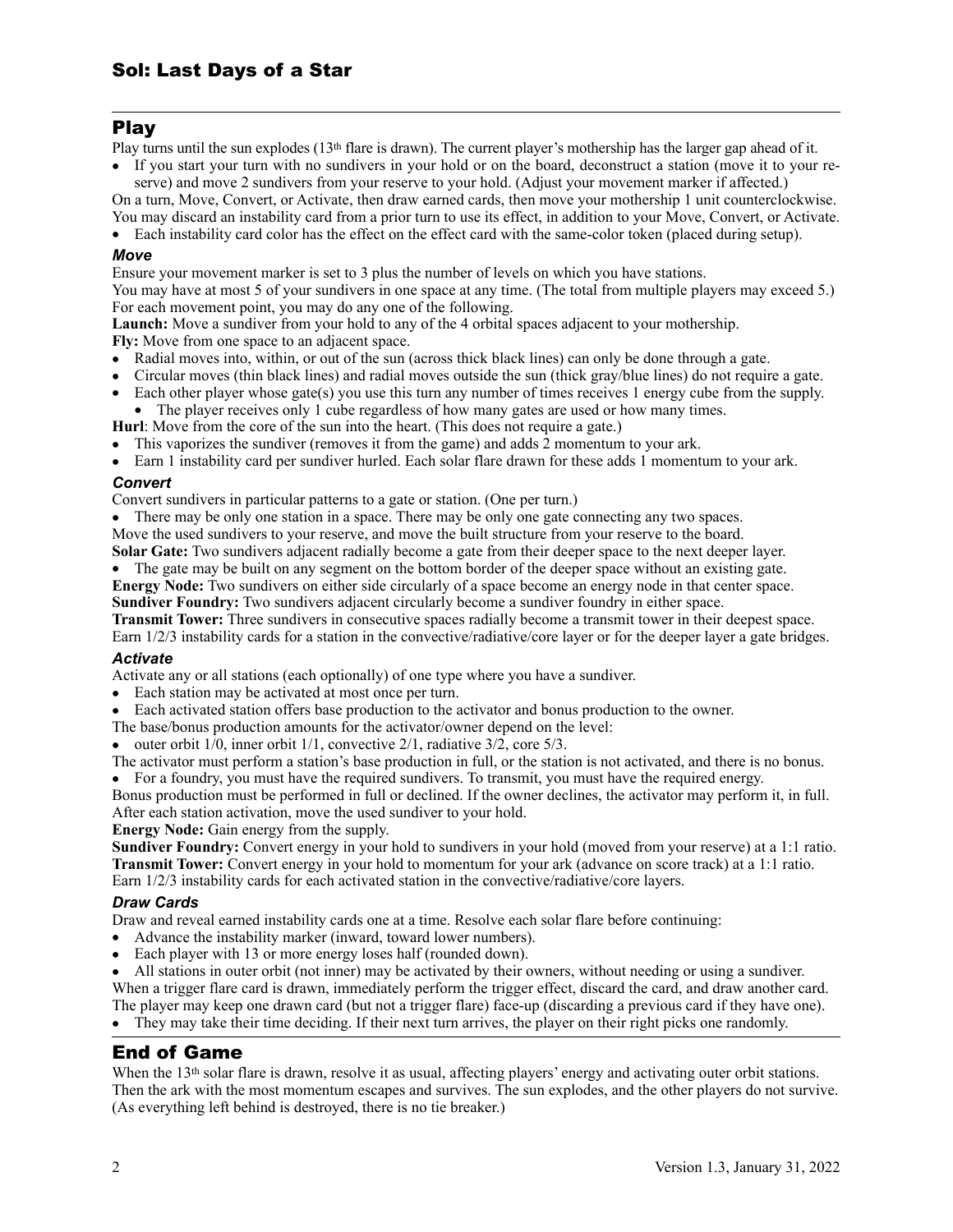# Sol: Last Days of a Star

## Play

Play turns until the sun explodes (13th flare is drawn). The current player's mothership has the larger gap ahead of it.

- If you start your turn with no sundivers in your hold or on the board, deconstruct a station (move it to your reserve) and move 2 sundivers from your reserve to your hold. (Adjust your movement marker if affected.)

On a turn, Move, Convert, or Activate, then draw earned cards, then move your mothership 1 unit counterclockwise. You may discard an instability card from a prior turn to use its effect, in addition to your Move, Convert, or Activate.

- Each instability card color has the effect on the effect card with the same-color token (placed during setup).

### *Move*

Ensure your movement marker is set to 3 plus the number of levels on which you have stations.

You may have at most 5 of your sundivers in one space at any time. (The total from multiple players may exceed 5.)

For each movement point, you may do any one of the following.

**Launch:** Move a sundiver from your hold to any of the 4 orbital spaces adjacent to your mothership.

**Fly:** Move from one space to an adjacent space.

- Radial moves into, within, or out of the sun (across thick black lines) can only be done through a gate.
- Circular moves (thin black lines) and radial moves outside the sun (thick gray/blue lines) do not require a gate.
- Each other player whose gate(s) you use this turn any number of times receives 1 energy cube from the supply.
  - The player receives only 1 cube regardless of how many gates are used or how many times.

**Hurl**: Move from the core of the sun into the heart. (This does not require a gate.)

- This vaporizes the sundiver (removes it from the game) and adds 2 momentum to your ark.
- Earn 1 instability card per sundiver hurled. Each solar flare drawn for these adds 1 momentum to your ark.

### *Convert*

Convert sundivers in particular patterns to a gate or station. (One per turn.)

- There may be only one station in a space. There may be only one gate connecting any two spaces.

Move the used sundivers to your reserve, and move the built structure from your reserve to the board.

**Solar Gate:** Two sundivers adjacent radially become a gate from their deeper space to the next deeper layer.

- The gate may be built on any segment on the bottom border of the deeper space without an existing gate.

**Energy Node:** Two sundivers on either side circularly of a space become an energy node in that center space.

**Sundiver Foundry:** Two sundivers adjacent circularly become a sundiver foundry in either space.

**Transmit Tower:** Three sundivers in consecutive spaces radially become a transmit tower in their deepest space.

Earn 1/2/3 instability cards for a station in the convective/radiative/core layer or for the deeper layer a gate bridges.

### *Activate*

Activate any or all stations (each optionally) of one type where you have a sundiver.

- Each station may be activated at most once per turn.
- Each activated station offers base production to the activator and bonus production to the owner.

The base/bonus production amounts for the activator/owner depend on the level:

- outer orbit 1/0, inner orbit 1/1, convective 2/1, radiative 3/2, core 5/3.

The activator must perform a station's base production in full, or the station is not activated, and there is no bonus.

- For a foundry, you must have the required sundivers. To transmit, you must have the required energy.

Bonus production must be performed in full or declined. If the owner declines, the activator may perform it, in full.

After each station activation, move the used sundiver to your hold.

**Energy Node:** Gain energy from the supply.

**Sundiver Foundry:** Convert energy in your hold to sundivers in your hold (moved from your reserve) at a 1:1 ratio.

**Transmit Tower:** Convert energy in your hold to momentum for your ark (advance on score track) at a 1:1 ratio.

Earn 1/2/3 instability cards for each activated station in the convective/radiative/core layers.

### *Draw Cards*

Draw and reveal earned instability cards one at a time. Resolve each solar flare before continuing:

- Advance the instability marker (inward, toward lower numbers).
- Each player with 13 or more energy loses half (rounded down).
- All stations in outer orbit (not inner) may be activated by their owners, without needing or using a sundiver.

When a trigger flare card is drawn, immediately perform the trigger effect, discard the card, and draw another card.

The player may keep one drawn card (but not a trigger flare) face-up (discarding a previous card if they have one).

- They may take their time deciding. If their next turn arrives, the player on their right picks one randomly.

## End of Game

When the 13th solar flare is drawn, resolve it as usual, affecting players' energy and activating outer orbit stations. Then the ark with the most momentum escapes and survives. The sun explodes, and the other players do not survive. (As everything left behind is destroyed, there is no tie breaker.)

Version 1.3, January 31, 2022